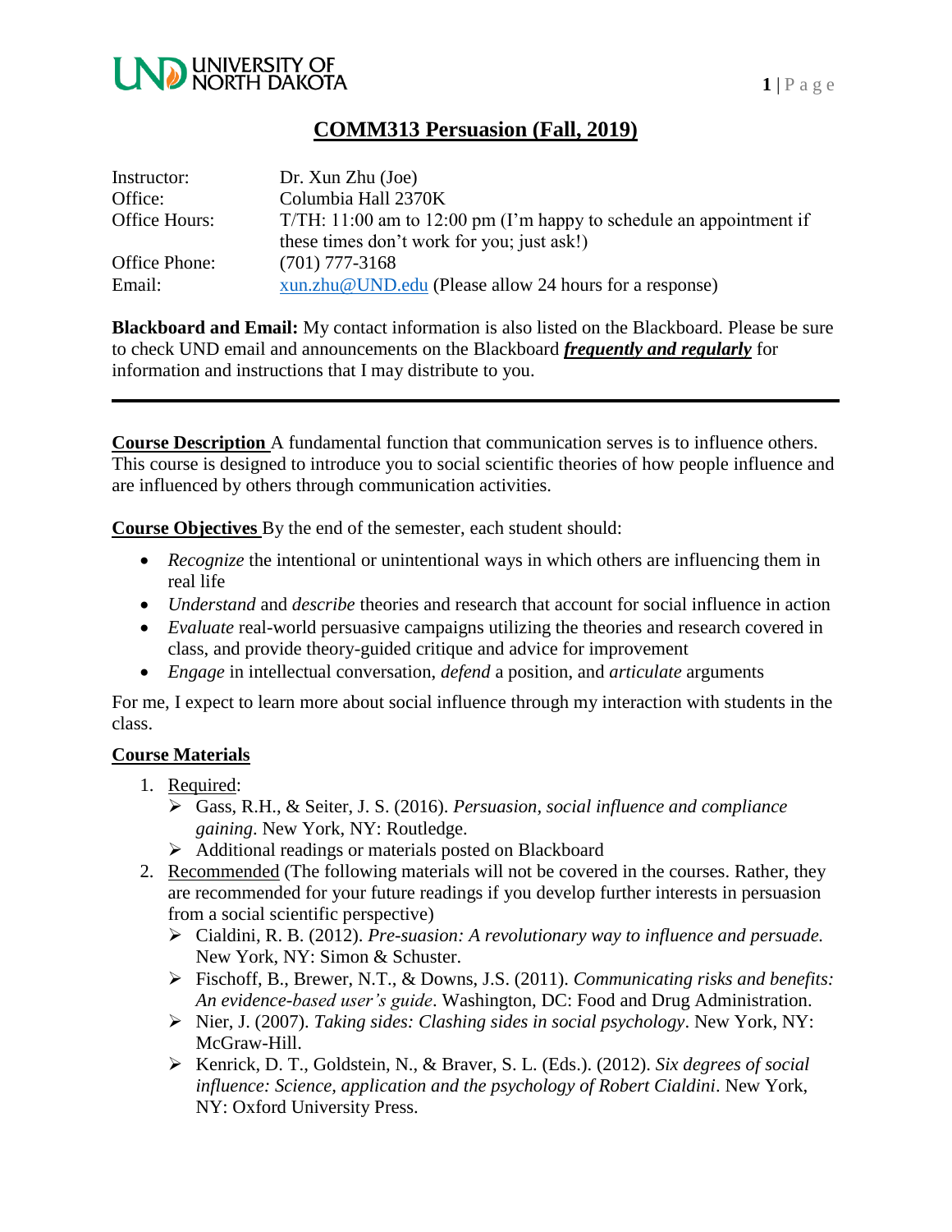# COMM313 Persuasion (Fall, 2019)

| | |
|---|---|
| Instructor: | Dr. Xun Zhu (Joe) |
| Office: | Columbia Hall 2370K |
| Office Hours: | T/TH: 11:00 am to 12:00 pm (I'm happy to schedule an appointment if these times don't work for you; just ask!) |
| Office Phone: | (701) 777-3168 |
| Email: | xun.zhu@UND.edu (Please allow 24 hours for a response) |

**Blackboard and Email:** My contact information is also listed on the Blackboard. Please be sure to check UND email and announcements on the Blackboard ***frequently and regularly*** for information and instructions that I may distribute to you.

---

**Course Description** A fundamental function that communication serves is to influence others. This course is designed to introduce you to social scientific theories of how people influence and are influenced by others through communication activities.

**Course Objectives** By the end of the semester, each student should:

- *Recognize* the intentional or unintentional ways in which others are influencing them in real life
- *Understand* and *describe* theories and research that account for social influence in action
- *Evaluate* real-world persuasive campaigns utilizing the theories and research covered in class, and provide theory-guided critique and advice for improvement
- *Engage* in intellectual conversation, *defend* a position, and *articulate* arguments

For me, I expect to learn more about social influence through my interaction with students in the class.

**Course Materials**

1. Required:
   - Gass, R.H., & Seiter, J. S. (2016). *Persuasion, social influence and compliance gaining*. New York, NY: Routledge.
   - Additional readings or materials posted on Blackboard
2. Recommended (The following materials will not be covered in the courses. Rather, they are recommended for your future readings if you develop further interests in persuasion from a social scientific perspective)
   - Cialdini, R. B. (2012). *Pre-suasion: A revolutionary way to influence and persuade.* New York, NY: Simon & Schuster.
   - Fischoff, B., Brewer, N.T., & Downs, J.S. (2011). *Communicating risks and benefits: An evidence-based user's guide*. Washington, DC: Food and Drug Administration.
   - Nier, J. (2007). *Taking sides: Clashing sides in social psychology*. New York, NY: McGraw-Hill.
   - Kenrick, D. T., Goldstein, N., & Braver, S. L. (Eds.). (2012). *Six degrees of social influence: Science, application and the psychology of Robert Cialdini*. New York, NY: Oxford University Press.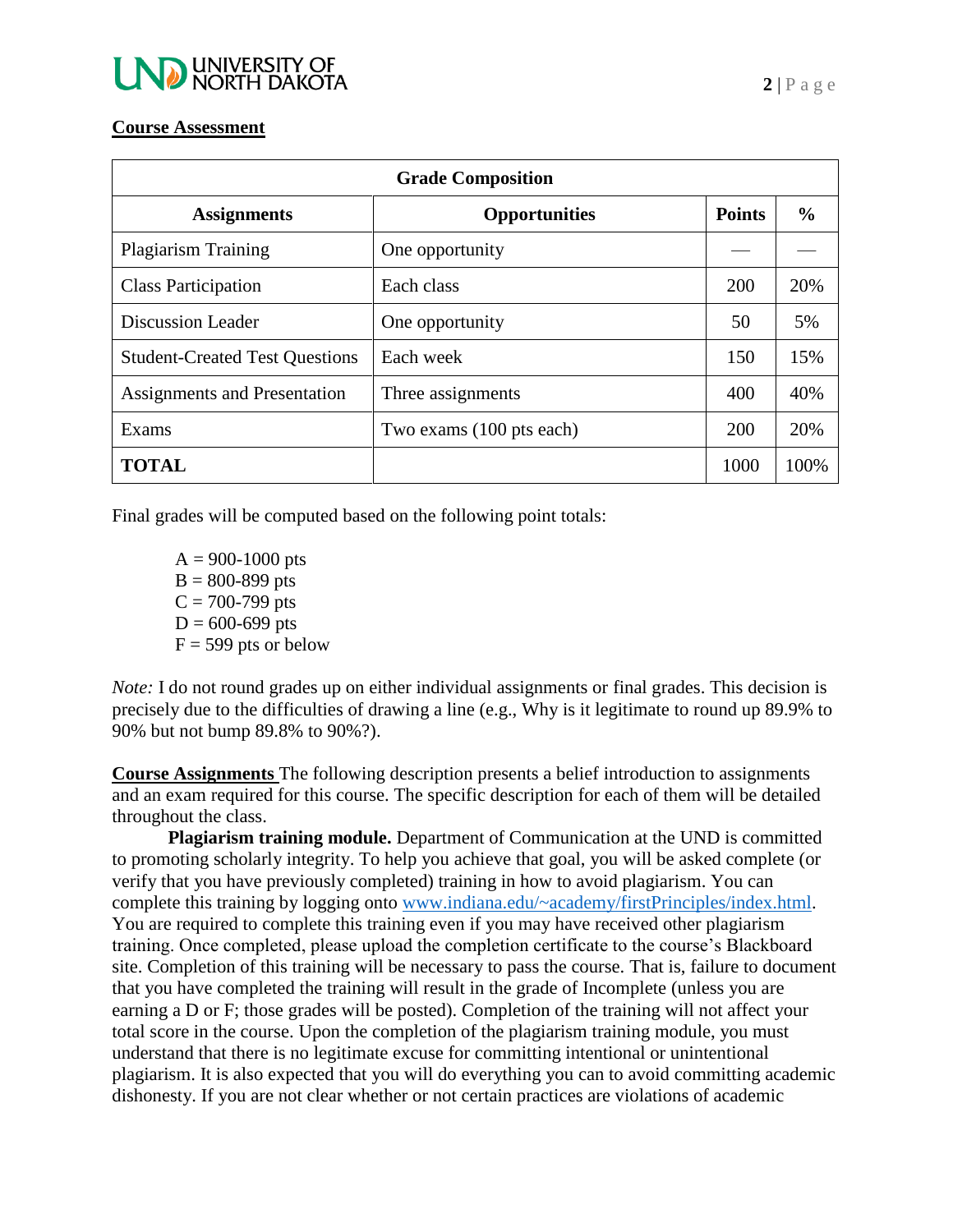## Course Assessment

| Grade Composition | | | |
|---|---|---|---|
| **Assignments** | **Opportunities** | **Points** | **%** |
| Plagiarism Training | One opportunity | — | — |
| Class Participation | Each class | 200 | 20% |
| Discussion Leader | One opportunity | 50 | 5% |
| Student-Created Test Questions | Each week | 150 | 15% |
| Assignments and Presentation | Three assignments | 400 | 40% |
| Exams | Two exams (100 pts each) | 200 | 20% |
| **TOTAL** | | 1000 | 100% |

Final grades will be computed based on the following point totals:

A = 900-1000 pts
B = 800-899 pts
C = 700-799 pts
D = 600-699 pts
F = 599 pts or below

*Note:* I do not round grades up on either individual assignments or final grades. This decision is precisely due to the difficulties of drawing a line (e.g., Why is it legitimate to round up 89.9% to 90% but not bump 89.8% to 90%?).

**Course Assignments** The following description presents a belief introduction to assignments and an exam required for this course. The specific description for each of them will be detailed throughout the class.

**Plagiarism training module.** Department of Communication at the UND is committed to promoting scholarly integrity. To help you achieve that goal, you will be asked complete (or verify that you have previously completed) training in how to avoid plagiarism. You can complete this training by logging onto www.indiana.edu/~academy/firstPrinciples/index.html. You are required to complete this training even if you may have received other plagiarism training. Once completed, please upload the completion certificate to the course's Blackboard site. Completion of this training will be necessary to pass the course. That is, failure to document that you have completed the training will result in the grade of Incomplete (unless you are earning a D or F; those grades will be posted). Completion of the training will not affect your total score in the course. Upon the completion of the plagiarism training module, you must understand that there is no legitimate excuse for committing intentional or unintentional plagiarism. It is also expected that you will do everything you can to avoid committing academic dishonesty. If you are not clear whether or not certain practices are violations of academic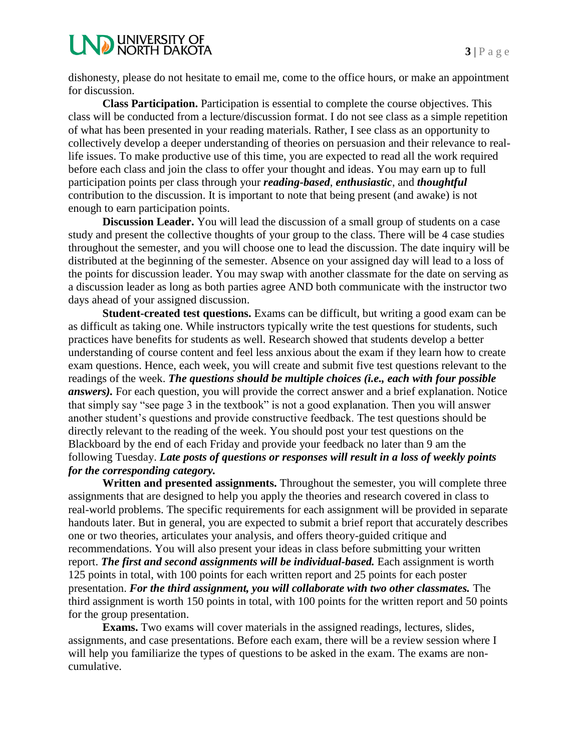dishonesty, please do not hesitate to email me, come to the office hours, or make an appointment for discussion.

**Class Participation.** Participation is essential to complete the course objectives. This class will be conducted from a lecture/discussion format. I do not see class as a simple repetition of what has been presented in your reading materials. Rather, I see class as an opportunity to collectively develop a deeper understanding of theories on persuasion and their relevance to real-life issues. To make productive use of this time, you are expected to read all the work required before each class and join the class to offer your thought and ideas. You may earn up to full participation points per class through your ***reading-based***, ***enthusiastic***, and ***thoughtful*** contribution to the discussion. It is important to note that being present (and awake) is not enough to earn participation points.

**Discussion Leader.** You will lead the discussion of a small group of students on a case study and present the collective thoughts of your group to the class. There will be 4 case studies throughout the semester, and you will choose one to lead the discussion. The date inquiry will be distributed at the beginning of the semester. Absence on your assigned day will lead to a loss of the points for discussion leader. You may swap with another classmate for the date on serving as a discussion leader as long as both parties agree AND both communicate with the instructor two days ahead of your assigned discussion.

**Student-created test questions.** Exams can be difficult, but writing a good exam can be as difficult as taking one. While instructors typically write the test questions for students, such practices have benefits for students as well. Research showed that students develop a better understanding of course content and feel less anxious about the exam if they learn how to create exam questions. Hence, each week, you will create and submit five test questions relevant to the readings of the week. ***The questions should be multiple choices (i.e., each with four possible answers).*** For each question, you will provide the correct answer and a brief explanation. Notice that simply say "see page 3 in the textbook" is not a good explanation. Then you will answer another student's questions and provide constructive feedback. The test questions should be directly relevant to the reading of the week. You should post your test questions on the Blackboard by the end of each Friday and provide your feedback no later than 9 am the following Tuesday. ***Late posts of questions or responses will result in a loss of weekly points for the corresponding category.***

**Written and presented assignments.** Throughout the semester, you will complete three assignments that are designed to help you apply the theories and research covered in class to real-world problems. The specific requirements for each assignment will be provided in separate handouts later. But in general, you are expected to submit a brief report that accurately describes one or two theories, articulates your analysis, and offers theory-guided critique and recommendations. You will also present your ideas in class before submitting your written report. ***The first and second assignments will be individual-based.*** Each assignment is worth 125 points in total, with 100 points for each written report and 25 points for each poster presentation. ***For the third assignment, you will collaborate with two other classmates.*** The third assignment is worth 150 points in total, with 100 points for the written report and 50 points for the group presentation.

**Exams.** Two exams will cover materials in the assigned readings, lectures, slides, assignments, and case presentations. Before each exam, there will be a review session where I will help you familiarize the types of questions to be asked in the exam. The exams are non-cumulative.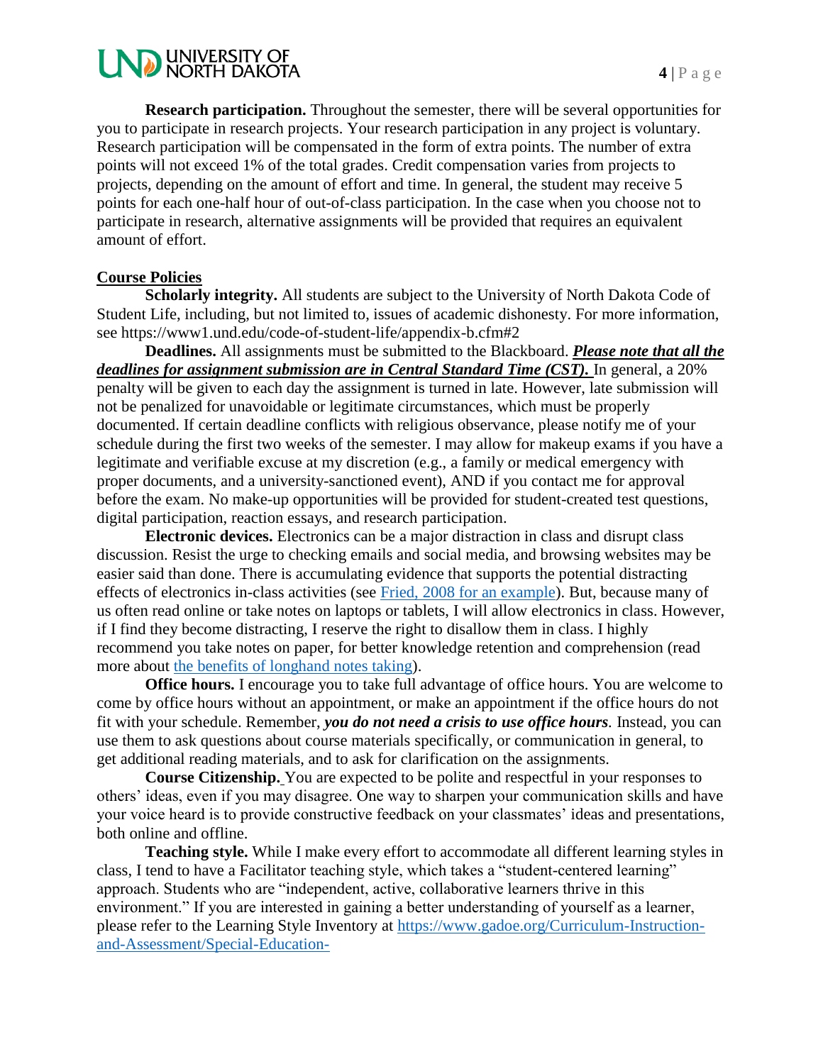**Research participation.** Throughout the semester, there will be several opportunities for you to participate in research projects. Your research participation in any project is voluntary. Research participation will be compensated in the form of extra points. The number of extra points will not exceed 1% of the total grades. Credit compensation varies from projects to projects, depending on the amount of effort and time. In general, the student may receive 5 points for each one-half hour of out-of-class participation. In the case when you choose not to participate in research, alternative assignments will be provided that requires an equivalent amount of effort.

## Course Policies

**Scholarly integrity.** All students are subject to the University of North Dakota Code of Student Life, including, but not limited to, issues of academic dishonesty. For more information, see https://www1.und.edu/code-of-student-life/appendix-b.cfm#2

**Deadlines.** All assignments must be submitted to the Blackboard. ***Please note that all the deadlines for assignment submission are in Central Standard Time (CST).*** In general, a 20% penalty will be given to each day the assignment is turned in late. However, late submission will not be penalized for unavoidable or legitimate circumstances, which must be properly documented. If certain deadline conflicts with religious observance, please notify me of your schedule during the first two weeks of the semester. I may allow for makeup exams if you have a legitimate and verifiable excuse at my discretion (e.g., a family or medical emergency with proper documents, and a university-sanctioned event), AND if you contact me for approval before the exam. No make-up opportunities will be provided for student-created test questions, digital participation, reaction essays, and research participation.

**Electronic devices.** Electronics can be a major distraction in class and disrupt class discussion. Resist the urge to checking emails and social media, and browsing websites may be easier said than done. There is accumulating evidence that supports the potential distracting effects of electronics in-class activities (see Fried, 2008 for an example). But, because many of us often read online or take notes on laptops or tablets, I will allow electronics in class. However, if I find they become distracting, I reserve the right to disallow them in class. I highly recommend you take notes on paper, for better knowledge retention and comprehension (read more about the benefits of longhand notes taking).

**Office hours.** I encourage you to take full advantage of office hours. You are welcome to come by office hours without an appointment, or make an appointment if the office hours do not fit with your schedule. Remember, ***you do not need a crisis to use office hours***. Instead, you can use them to ask questions about course materials specifically, or communication in general, to get additional reading materials, and to ask for clarification on the assignments.

**Course Citizenship.** You are expected to be polite and respectful in your responses to others' ideas, even if you may disagree. One way to sharpen your communication skills and have your voice heard is to provide constructive feedback on your classmates' ideas and presentations, both online and offline.

**Teaching style.** While I make every effort to accommodate all different learning styles in class, I tend to have a Facilitator teaching style, which takes a "student-centered learning" approach. Students who are "independent, active, collaborative learners thrive in this environment." If you are interested in gaining a better understanding of yourself as a learner, please refer to the Learning Style Inventory at https://www.gadoe.org/Curriculum-Instruction-and-Assessment/Special-Education-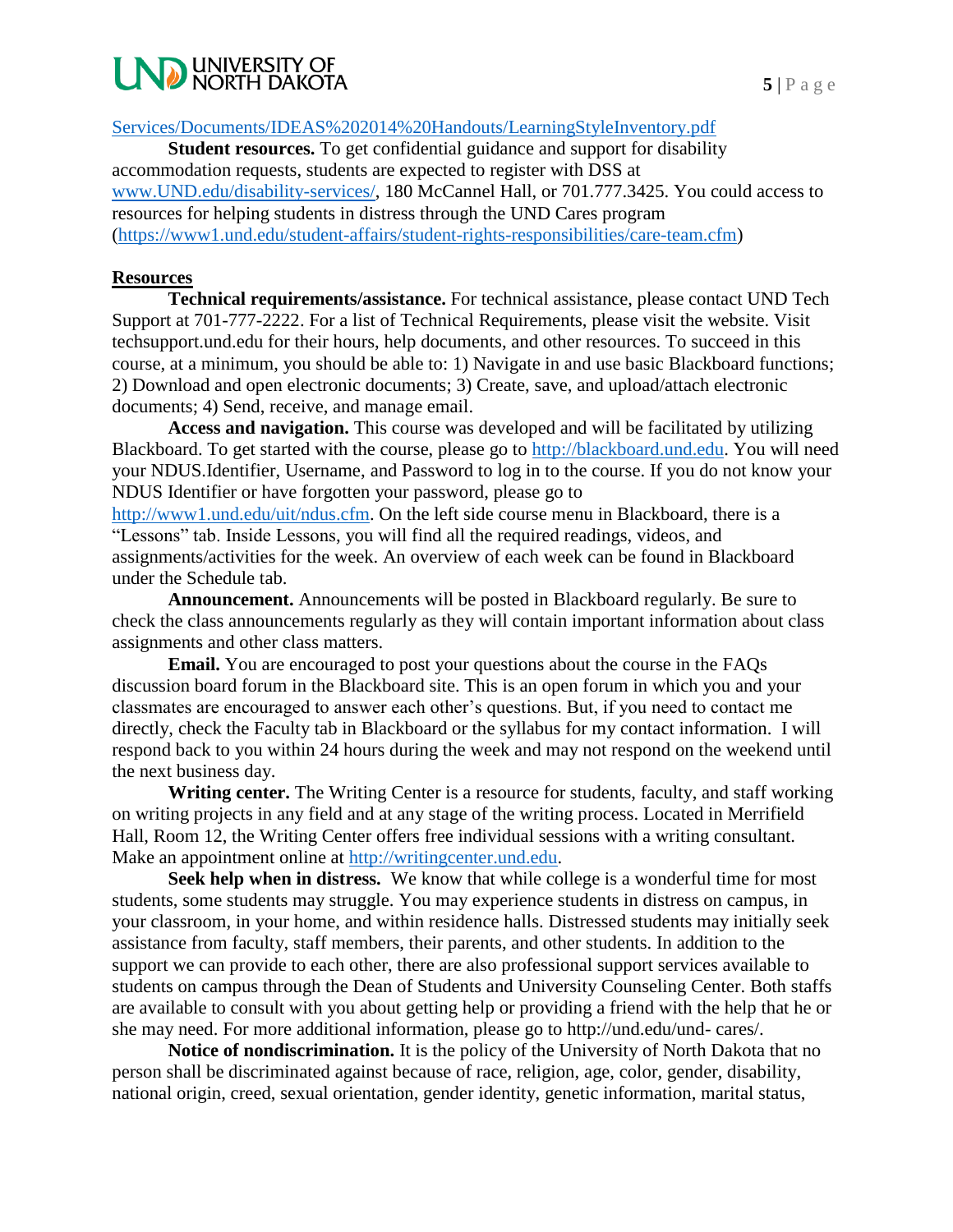[Services/Documents/IDEAS%202014%20Handouts/LearningStyleInventory.pdf](Services/Documents/IDEAS%202014%20Handouts/LearningStyleInventory.pdf)

**Student resources.** To get confidential guidance and support for disability accommodation requests, students are expected to register with DSS at [www.UND.edu/disability-services/](www.UND.edu/disability-services/), 180 McCannel Hall, or 701.777.3425. You could access to resources for helping students in distress through the UND Cares program ([https://www1.und.edu/student-affairs/student-rights-responsibilities/care-team.cfm](https://www1.und.edu/student-affairs/student-rights-responsibilities/care-team.cfm))

## Resources

**Technical requirements/assistance.** For technical assistance, please contact UND Tech Support at 701-777-2222. For a list of Technical Requirements, please visit the website. Visit techsupport.und.edu for their hours, help documents, and other resources. To succeed in this course, at a minimum, you should be able to: 1) Navigate in and use basic Blackboard functions; 2) Download and open electronic documents; 3) Create, save, and upload/attach electronic documents; 4) Send, receive, and manage email.

**Access and navigation.** This course was developed and will be facilitated by utilizing Blackboard. To get started with the course, please go to [http://blackboard.und.edu](http://blackboard.und.edu). You will need your NDUS.Identifier, Username, and Password to log in to the course. If you do not know your NDUS Identifier or have forgotten your password, please go to [http://www1.und.edu/uit/ndus.cfm](http://www1.und.edu/uit/ndus.cfm). On the left side course menu in Blackboard, there is a "Lessons" tab. Inside Lessons, you will find all the required readings, videos, and assignments/activities for the week. An overview of each week can be found in Blackboard under the Schedule tab.

**Announcement.** Announcements will be posted in Blackboard regularly. Be sure to check the class announcements regularly as they will contain important information about class assignments and other class matters.

**Email.** You are encouraged to post your questions about the course in the FAQs discussion board forum in the Blackboard site. This is an open forum in which you and your classmates are encouraged to answer each other's questions. But, if you need to contact me directly, check the Faculty tab in Blackboard or the syllabus for my contact information. I will respond back to you within 24 hours during the week and may not respond on the weekend until the next business day.

**Writing center.** The Writing Center is a resource for students, faculty, and staff working on writing projects in any field and at any stage of the writing process. Located in Merrifield Hall, Room 12, the Writing Center offers free individual sessions with a writing consultant. Make an appointment online at [http://writingcenter.und.edu](http://writingcenter.und.edu).

**Seek help when in distress.** We know that while college is a wonderful time for most students, some students may struggle. You may experience students in distress on campus, in your classroom, in your home, and within residence halls. Distressed students may initially seek assistance from faculty, staff members, their parents, and other students. In addition to the support we can provide to each other, there are also professional support services available to students on campus through the Dean of Students and University Counseling Center. Both staffs are available to consult with you about getting help or providing a friend with the help that he or she may need. For more additional information, please go to http://und.edu/und- cares/.

**Notice of nondiscrimination.** It is the policy of the University of North Dakota that no person shall be discriminated against because of race, religion, age, color, gender, disability, national origin, creed, sexual orientation, gender identity, genetic information, marital status,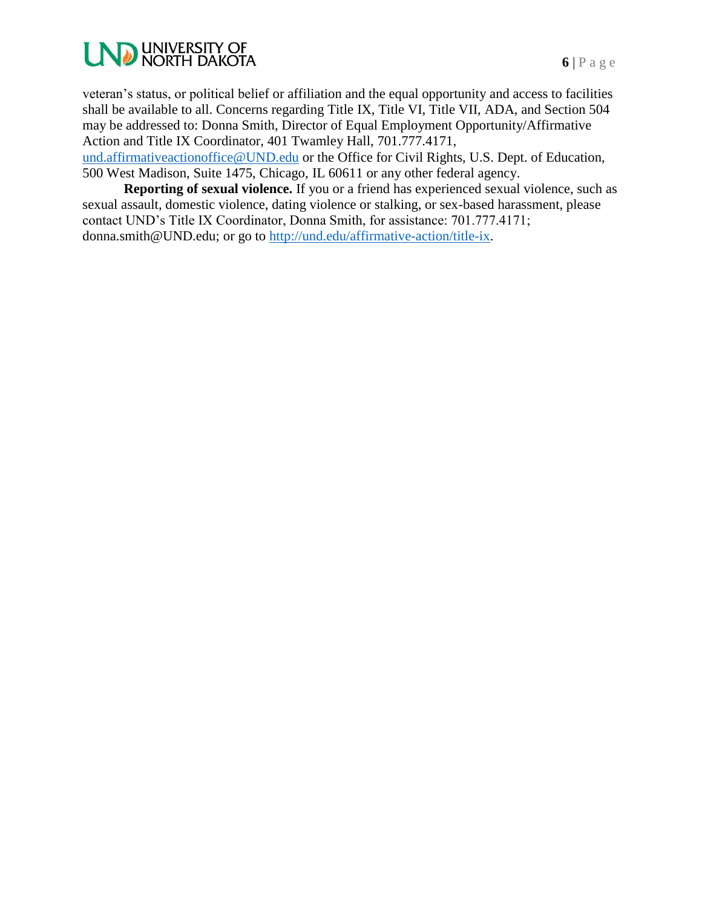veteran's status, or political belief or affiliation and the equal opportunity and access to facilities shall be available to all. Concerns regarding Title IX, Title VI, Title VII, ADA, and Section 504 may be addressed to: Donna Smith, Director of Equal Employment Opportunity/Affirmative Action and Title IX Coordinator, 401 Twamley Hall, 701.777.4171, und.affirmativeactionoffice@UND.edu or the Office for Civil Rights, U.S. Dept. of Education, 500 West Madison, Suite 1475, Chicago, IL 60611 or any other federal agency.

**Reporting of sexual violence.** If you or a friend has experienced sexual violence, such as sexual assault, domestic violence, dating violence or stalking, or sex-based harassment, please contact UND's Title IX Coordinator, Donna Smith, for assistance: 701.777.4171; donna.smith@UND.edu; or go to http://und.edu/affirmative-action/title-ix.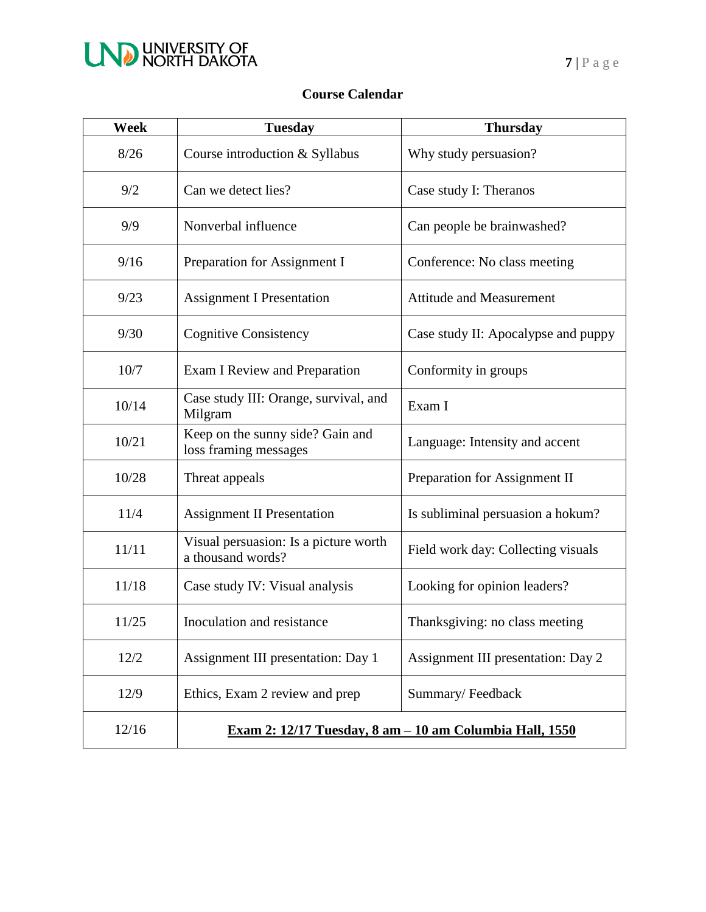## Course Calendar

| Week | Tuesday | Thursday |
|---|---|---|
| 8/26 | Course introduction & Syllabus | Why study persuasion? |
| 9/2 | Can we detect lies? | Case study I: Theranos |
| 9/9 | Nonverbal influence | Can people be brainwashed? |
| 9/16 | Preparation for Assignment I | Conference: No class meeting |
| 9/23 | Assignment I Presentation | Attitude and Measurement |
| 9/30 | Cognitive Consistency | Case study II: Apocalypse and puppy |
| 10/7 | Exam I Review and Preparation | Conformity in groups |
| 10/14 | Case study III: Orange, survival, and Milgram | Exam I |
| 10/21 | Keep on the sunny side? Gain and loss framing messages | Language: Intensity and accent |
| 10/28 | Threat appeals | Preparation for Assignment II |
| 11/4 | Assignment II Presentation | Is subliminal persuasion a hokum? |
| 11/11 | Visual persuasion: Is a picture worth a thousand words? | Field work day: Collecting visuals |
| 11/18 | Case study IV: Visual analysis | Looking for opinion leaders? |
| 11/25 | Inoculation and resistance | Thanksgiving: no class meeting |
| 12/2 | Assignment III presentation: Day 1 | Assignment III presentation: Day 2 |
| 12/9 | Ethics, Exam 2 review and prep | Summary/ Feedback |
| 12/16 | **Exam 2: 12/17 Tuesday, 8 am – 10 am Columbia Hall, 1550** | |